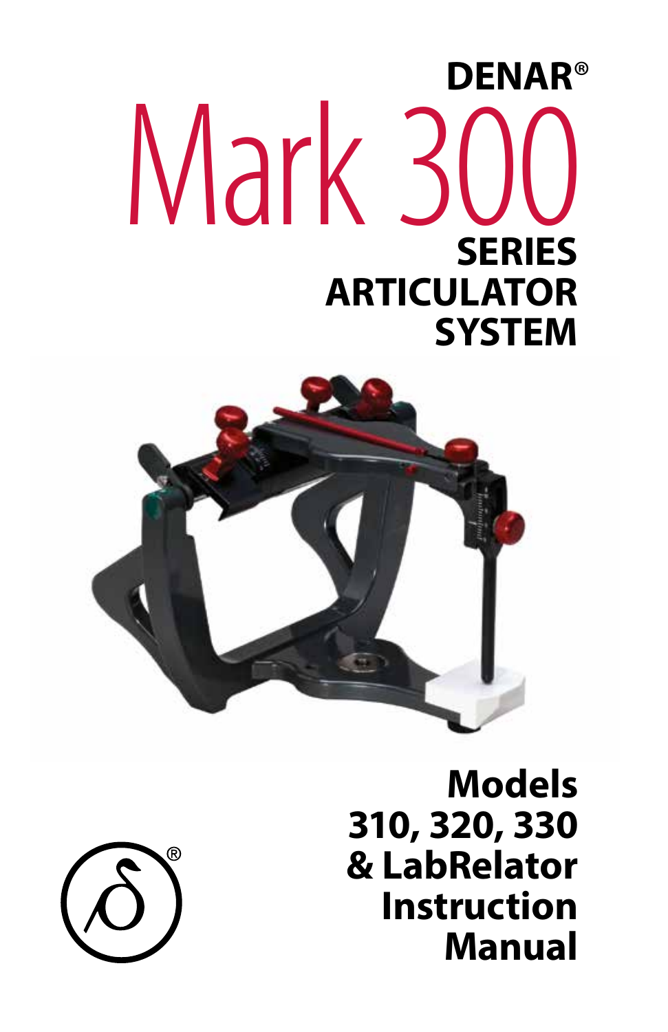# DENAR®

# Mark 300

## SERIES ARTICULATOR SYSTEM

**Models 310, 320, 330 & LabRelator Instruction Manual**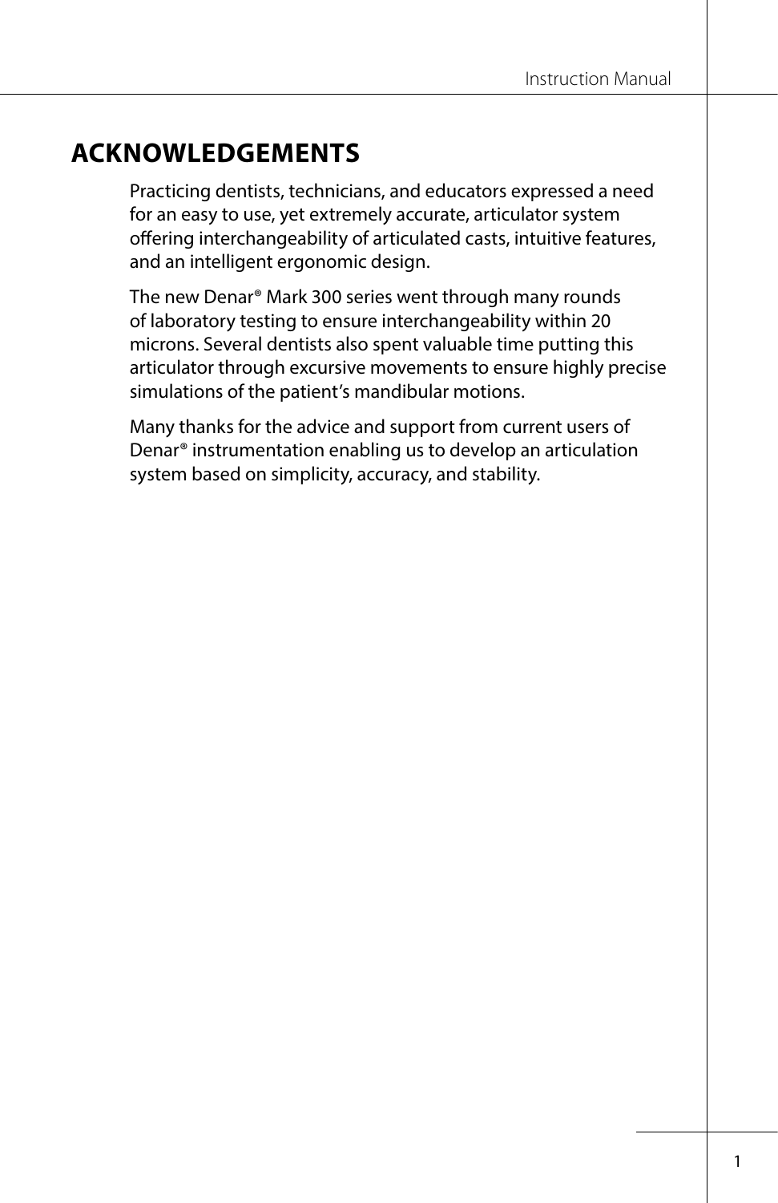# ACKNOWLEDGEMENTS

Practicing dentists, technicians, and educators expressed a need for an easy to use, yet extremely accurate, articulator system offering interchangeability of articulated casts, intuitive features, and an intelligent ergonomic design.

The new Denar® Mark 300 series went through many rounds of laboratory testing to ensure interchangeability within 20 microns. Several dentists also spent valuable time putting this articulator through excursive movements to ensure highly precise simulations of the patient's mandibular motions.

Many thanks for the advice and support from current users of Denar® instrumentation enabling us to develop an articulation system based on simplicity, accuracy, and stability.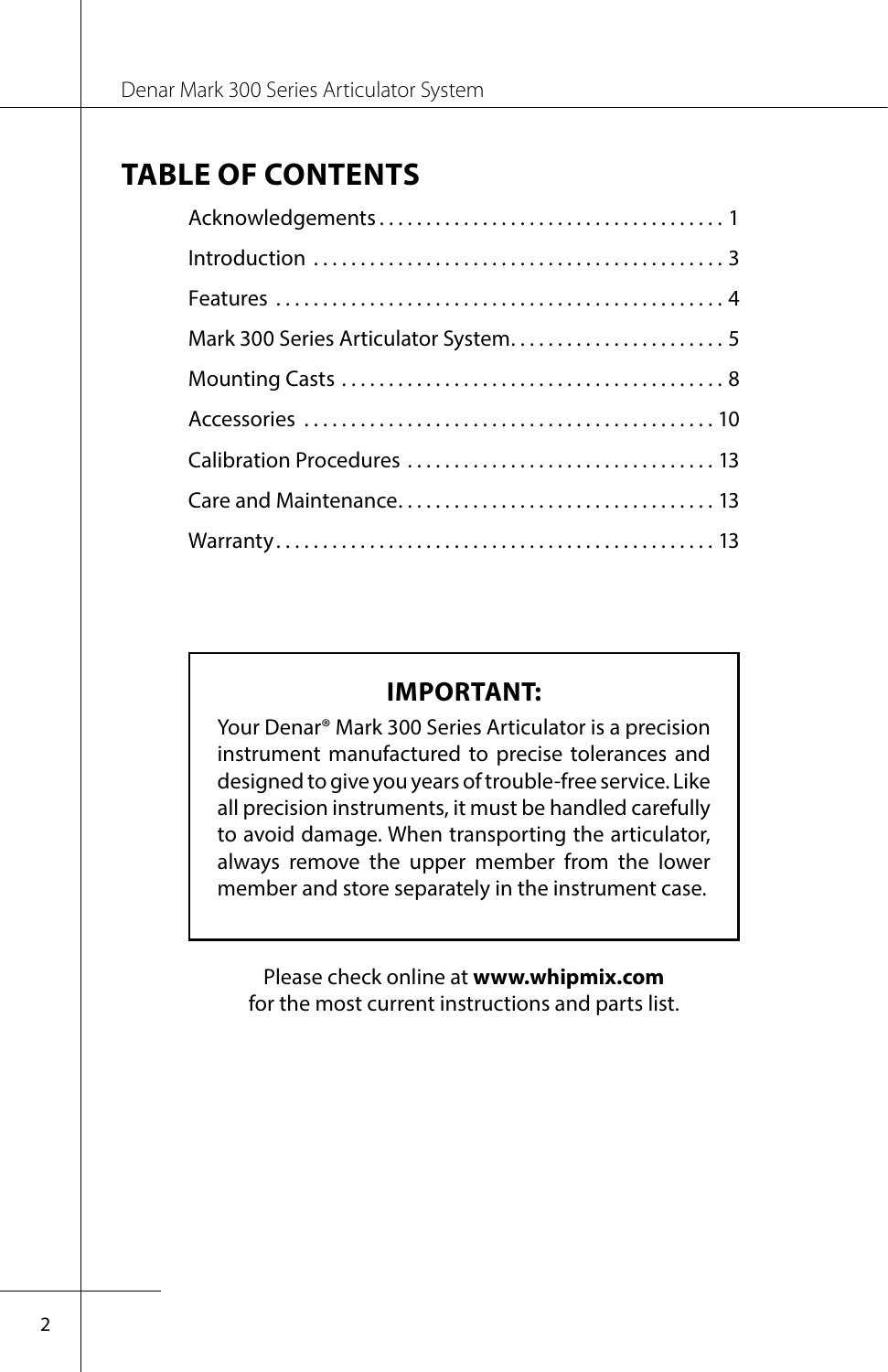# TABLE OF CONTENTS

| Section | Page |
| --- | --- |
| Acknowledgements | 1 |
| Introduction | 3 |
| Features | 4 |
| Mark 300 Series Articulator System | 5 |
| Mounting Casts | 8 |
| Accessories | 10 |
| Calibration Procedures | 13 |
| Care and Maintenance | 13 |
| Warranty | 13 |

**IMPORTANT:**

Your Denar® Mark 300 Series Articulator is a precision instrument manufactured to precise tolerances and designed to give you years of trouble-free service. Like all precision instruments, it must be handled carefully to avoid damage. When transporting the articulator, always remove the upper member from the lower member and store separately in the instrument case.

Please check online at **www.whipmix.com** for the most current instructions and parts list.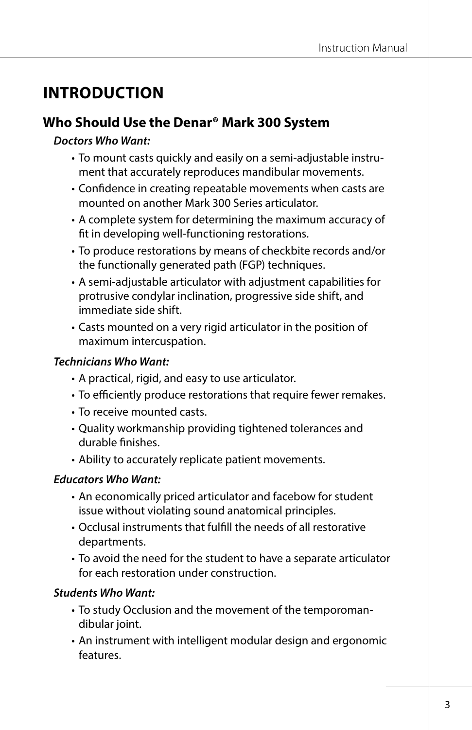# INTRODUCTION

## Who Should Use the Denar® Mark 300 System

***Doctors Who Want:***

- To mount casts quickly and easily on a semi-adjustable instrument that accurately reproduces mandibular movements.
- Confidence in creating repeatable movements when casts are mounted on another Mark 300 Series articulator.
- A complete system for determining the maximum accuracy of fit in developing well-functioning restorations.
- To produce restorations by means of checkbite records and/or the functionally generated path (FGP) techniques.
- A semi-adjustable articulator with adjustment capabilities for protrusive condylar inclination, progressive side shift, and immediate side shift.
- Casts mounted on a very rigid articulator in the position of maximum intercuspation.

***Technicians Who Want:***

- A practical, rigid, and easy to use articulator.
- To efficiently produce restorations that require fewer remakes.
- To receive mounted casts.
- Quality workmanship providing tightened tolerances and durable finishes.
- Ability to accurately replicate patient movements.

***Educators Who Want:***

- An economically priced articulator and facebow for student issue without violating sound anatomical principles.
- Occlusal instruments that fulfill the needs of all restorative departments.
- To avoid the need for the student to have a separate articulator for each restoration under construction.

***Students Who Want:***

- To study Occlusion and the movement of the temporomandibular joint.
- An instrument with intelligent modular design and ergonomic features.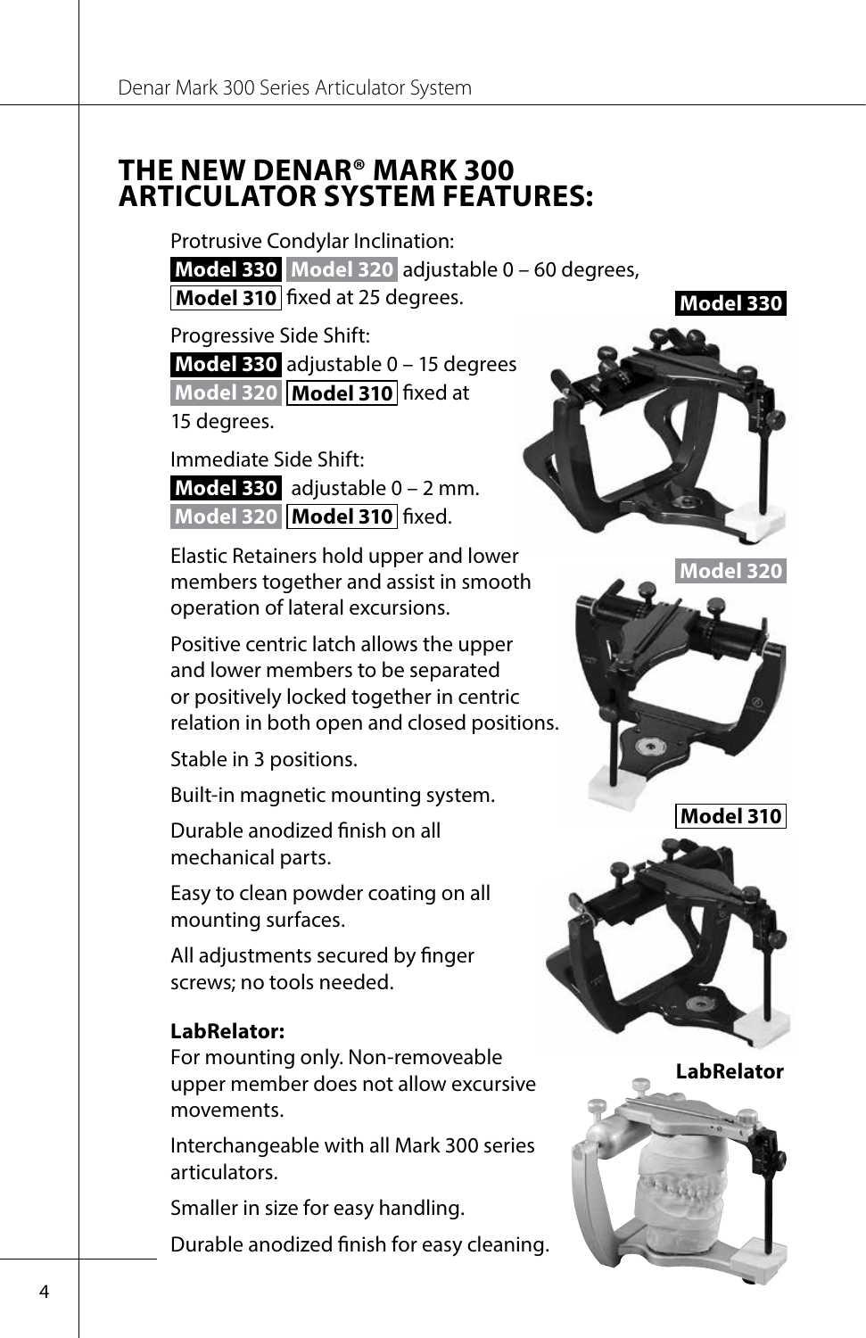# THE NEW DENAR® MARK 300 ARTICULATOR SYSTEM FEATURES:

Protrusive Condylar Inclination:
**Model 330** **Model 320** adjustable 0 – 60 degrees,
**Model 310** fixed at 25 degrees.

Progressive Side Shift:
**Model 330** adjustable 0 – 15 degrees
**Model 320** **Model 310** fixed at 15 degrees.

Immediate Side Shift:
**Model 330** adjustable 0 – 2 mm.
**Model 320** **Model 310** fixed.

Elastic Retainers hold upper and lower members together and assist in smooth operation of lateral excursions.

Positive centric latch allows the upper and lower members to be separated or positively locked together in centric relation in both open and closed positions.

Stable in 3 positions.

Built-in magnetic mounting system.

Durable anodized finish on all mechanical parts.

Easy to clean powder coating on all mounting surfaces.

All adjustments secured by finger screws; no tools needed.

**LabRelator:**
For mounting only. Non-removeable upper member does not allow excursive movements.

Interchangeable with all Mark 300 series articulators.

Smaller in size for easy handling.

Durable anodized finish for easy cleaning.

**Model 330**

**Model 320**

**Model 310**

**LabRelator**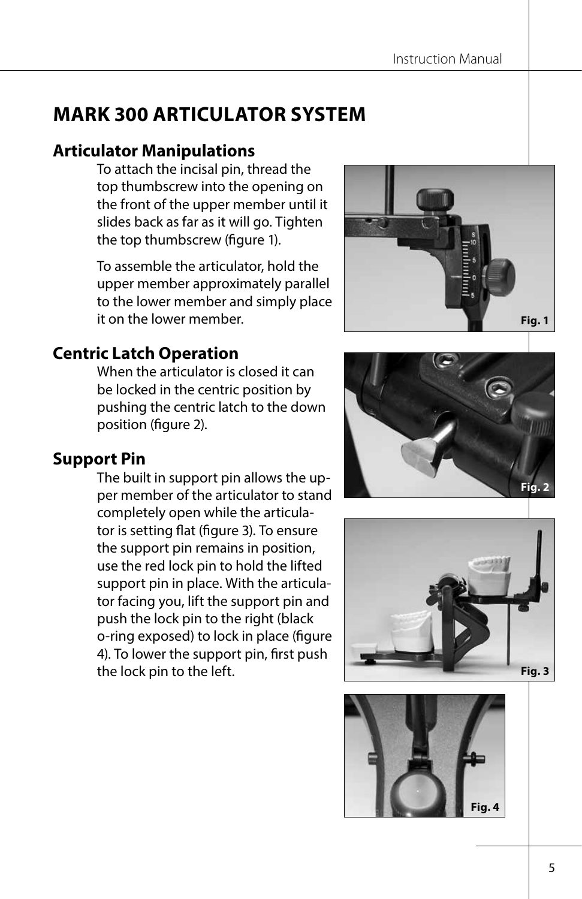# MARK 300 ARTICULATOR SYSTEM

## Articulator Manipulations

To attach the incisal pin, thread the top thumbscrew into the opening on the front of the upper member until it slides back as far as it will go. Tighten the top thumbscrew (figure 1).

To assemble the articulator, hold the upper member approximately parallel to the lower member and simply place it on the lower member.

## Centric Latch Operation

When the articulator is closed it can be locked in the centric position by pushing the centric latch to the down position (figure 2).

## Support Pin

The built in support pin allows the upper member of the articulator to stand completely open while the articulator is setting flat (figure 3). To ensure the support pin remains in position, use the red lock pin to hold the lifted support pin in place. With the articulator facing you, lift the support pin and push the lock pin to the right (black o-ring exposed) to lock in place (figure 4). To lower the support pin, first push the lock pin to the left.

Fig. 1

Fig. 2

Fig. 3

Fig. 4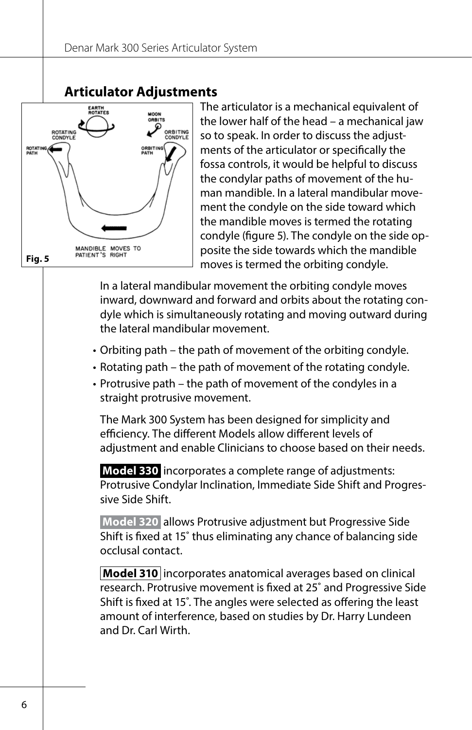## Articulator Adjustments

Fig. 5

The articulator is a mechanical equivalent of the lower half of the head – a mechanical jaw so to speak. In order to discuss the adjustments of the articulator or specifically the fossa controls, it would be helpful to discuss the condylar paths of movement of the human mandible. In a lateral mandibular movement the condyle on the side toward which the mandible moves is termed the rotating condyle (figure 5). The condyle on the side opposite the side towards which the mandible moves is termed the orbiting condyle.

In a lateral mandibular movement the orbiting condyle moves inward, downward and forward and orbits about the rotating condyle which is simultaneously rotating and moving outward during the lateral mandibular movement.

- Orbiting path – the path of movement of the orbiting condyle.
- Rotating path – the path of movement of the rotating condyle.
- Protrusive path – the path of movement of the condyles in a straight protrusive movement.

The Mark 300 System has been designed for simplicity and efficiency. The different Models allow different levels of adjustment and enable Clinicians to choose based on their needs.

**Model 330** incorporates a complete range of adjustments: Protrusive Condylar Inclination, Immediate Side Shift and Progressive Side Shift.

**Model 320** allows Protrusive adjustment but Progressive Side Shift is fixed at 15˚ thus eliminating any chance of balancing side occlusal contact.

**Model 310** incorporates anatomical averages based on clinical research. Protrusive movement is fixed at 25˚ and Progressive Side Shift is fixed at 15˚. The angles were selected as offering the least amount of interference, based on studies by Dr. Harry Lundeen and Dr. Carl Wirth.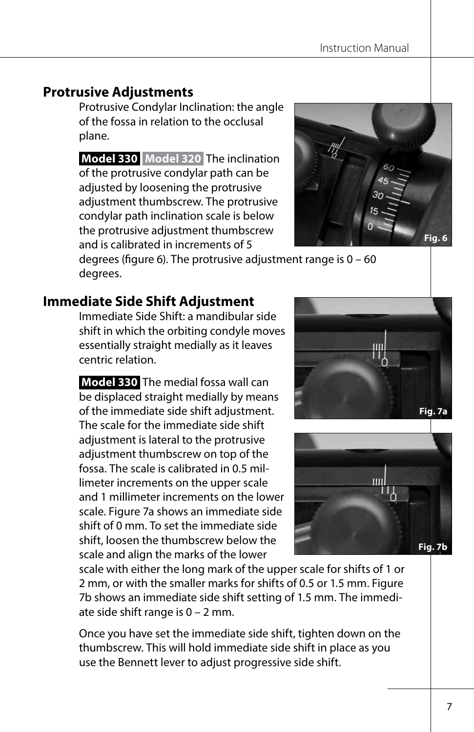## Protrusive Adjustments

Protrusive Condylar Inclination: the angle of the fossa in relation to the occlusal plane.

**Model 330** **Model 320** The inclination of the protrusive condylar path can be adjusted by loosening the protrusive adjustment thumbscrew. The protrusive condylar path inclination scale is below the protrusive adjustment thumbscrew and is calibrated in increments of 5 degrees (figure 6). The protrusive adjustment range is 0 – 60 degrees.

Fig. 6

## Immediate Side Shift Adjustment

Immediate Side Shift: a mandibular side shift in which the orbiting condyle moves essentially straight medially as it leaves centric relation.

**Model 330** The medial fossa wall can be displaced straight medially by means of the immediate side shift adjustment. The scale for the immediate side shift adjustment is lateral to the protrusive adjustment thumbscrew on top of the fossa. The scale is calibrated in 0.5 millimeter increments on the upper scale and 1 millimeter increments on the lower scale. Figure 7a shows an immediate side shift of 0 mm. To set the immediate side shift, loosen the thumbscrew below the scale and align the marks of the lower scale with either the long mark of the upper scale for shifts of 1 or 2 mm, or with the smaller marks for shifts of 0.5 or 1.5 mm. Figure 7b shows an immediate side shift setting of 1.5 mm. The immediate side shift range is 0 – 2 mm.

Fig. 7a

Fig. 7b

Once you have set the immediate side shift, tighten down on the thumbscrew. This will hold immediate side shift in place as you use the Bennett lever to adjust progressive side shift.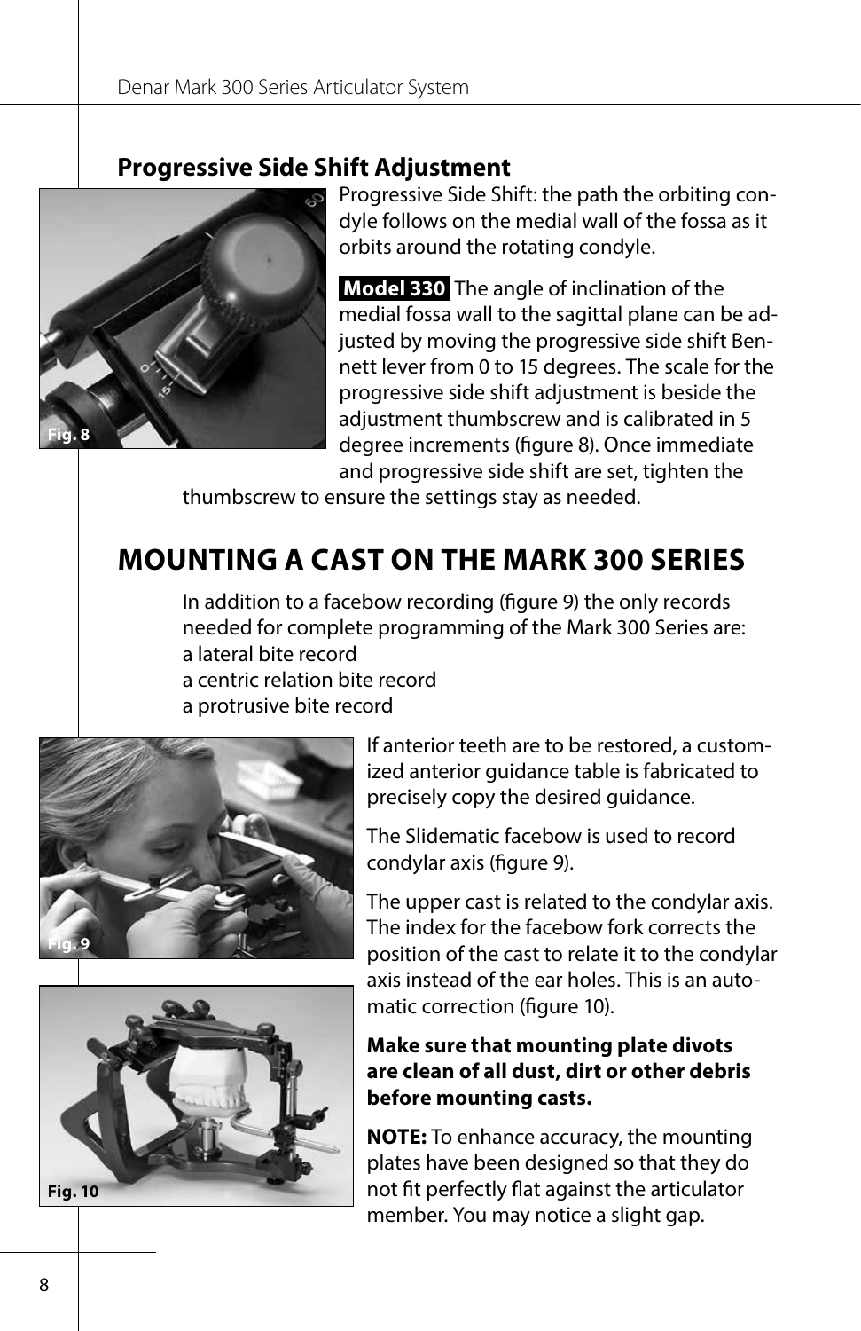## Progressive Side Shift Adjustment

Fig. 8

Progressive Side Shift: the path the orbiting condyle follows on the medial wall of the fossa as it orbits around the rotating condyle.

**Model 330** The angle of inclination of the medial fossa wall to the sagittal plane can be adjusted by moving the progressive side shift Bennett lever from 0 to 15 degrees. The scale for the progressive side shift adjustment is beside the adjustment thumbscrew and is calibrated in 5 degree increments (figure 8). Once immediate and progressive side shift are set, tighten the thumbscrew to ensure the settings stay as needed.

# MOUNTING A CAST ON THE MARK 300 SERIES

In addition to a facebow recording (figure 9) the only records needed for complete programming of the Mark 300 Series are:
a lateral bite record
a centric relation bite record
a protrusive bite record

Fig. 9

Fig. 10

If anterior teeth are to be restored, a customized anterior guidance table is fabricated to precisely copy the desired guidance.

The Slidematic facebow is used to record condylar axis (figure 9).

The upper cast is related to the condylar axis. The index for the facebow fork corrects the position of the cast to relate it to the condylar axis instead of the ear holes. This is an automatic correction (figure 10).

**Make sure that mounting plate divots are clean of all dust, dirt or other debris before mounting casts.**

**NOTE:** To enhance accuracy, the mounting plates have been designed so that they do not fit perfectly flat against the articulator member. You may notice a slight gap.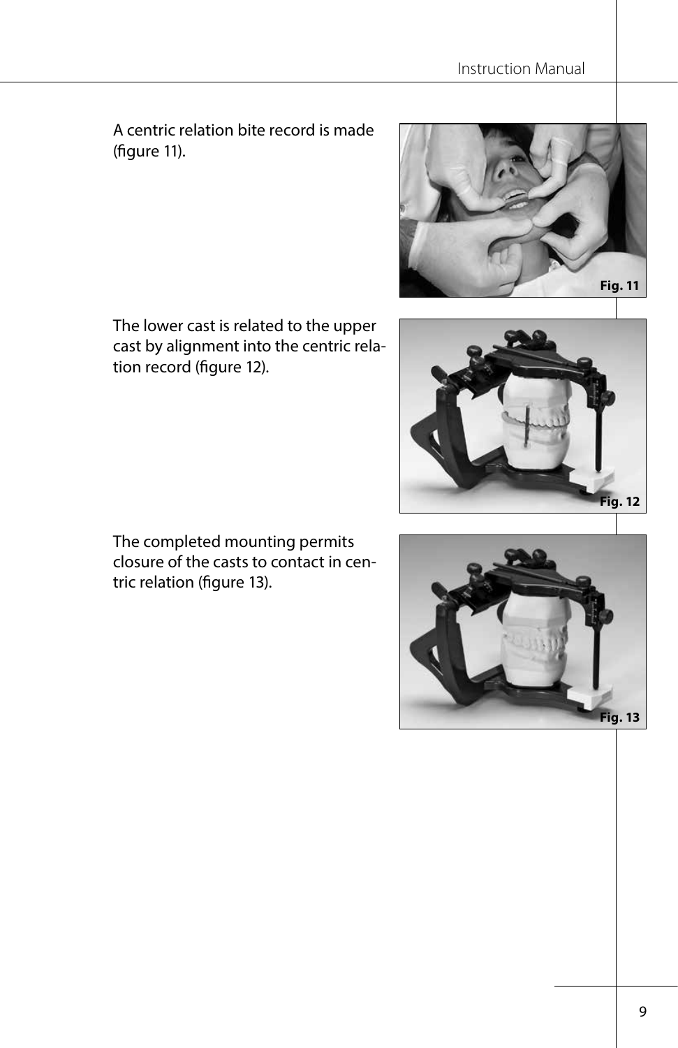A centric relation bite record is made (figure 11).

Fig. 11

The lower cast is related to the upper cast by alignment into the centric relation record (figure 12).

Fig. 12

The completed mounting permits closure of the casts to contact in centric relation (figure 13).

Fig. 13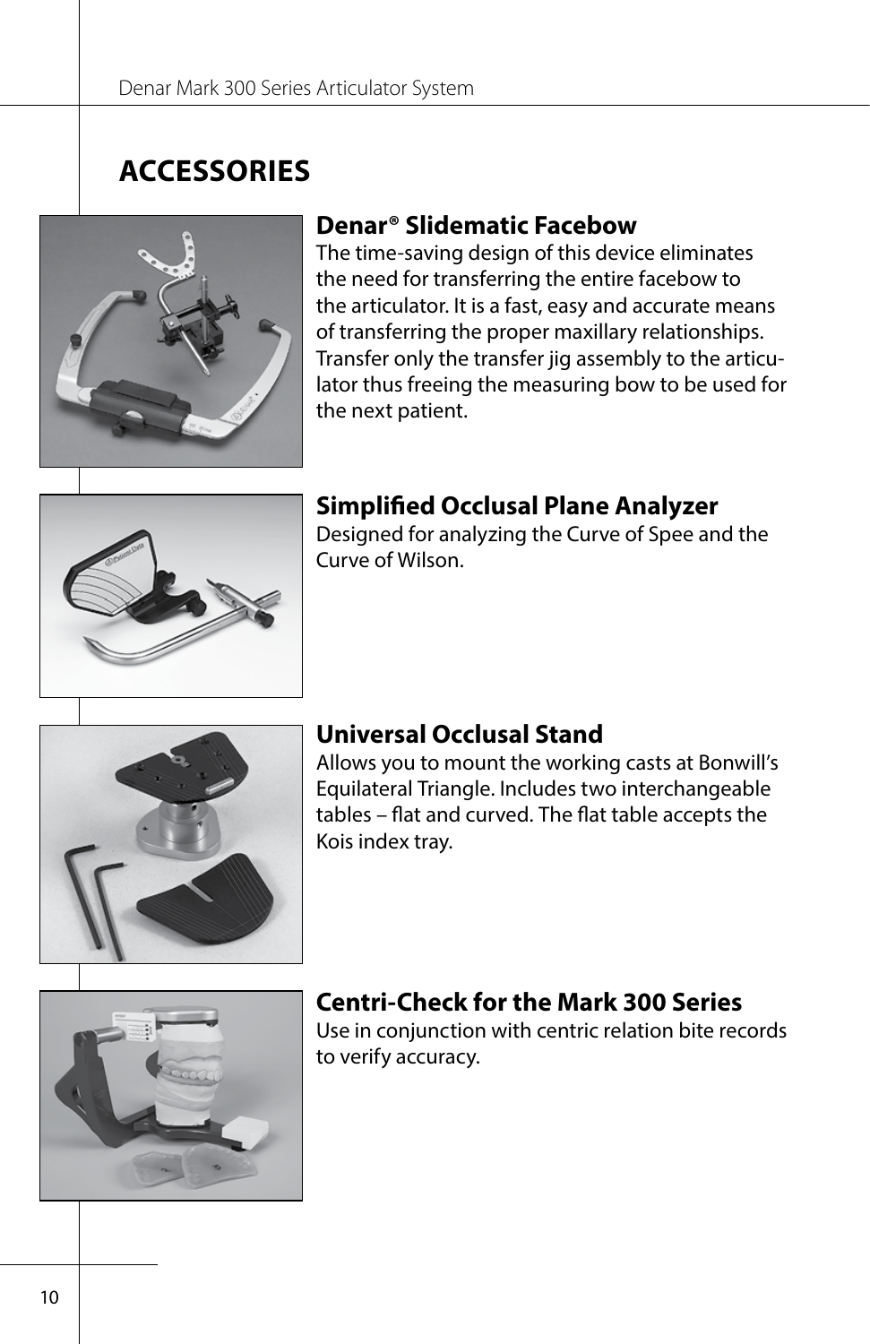# ACCESSORIES

## Denar® Slidematic Facebow

The time-saving design of this device eliminates the need for transferring the entire facebow to the articulator. It is a fast, easy and accurate means of transferring the proper maxillary relationships. Transfer only the transfer jig assembly to the articulator thus freeing the measuring bow to be used for the next patient.

## Simplified Occlusal Plane Analyzer

Designed for analyzing the Curve of Spee and the Curve of Wilson.

## Universal Occlusal Stand

Allows you to mount the working casts at Bonwill's Equilateral Triangle. Includes two interchangeable tables – flat and curved. The flat table accepts the Kois index tray.

## Centri-Check for the Mark 300 Series

Use in conjunction with centric relation bite records to verify accuracy.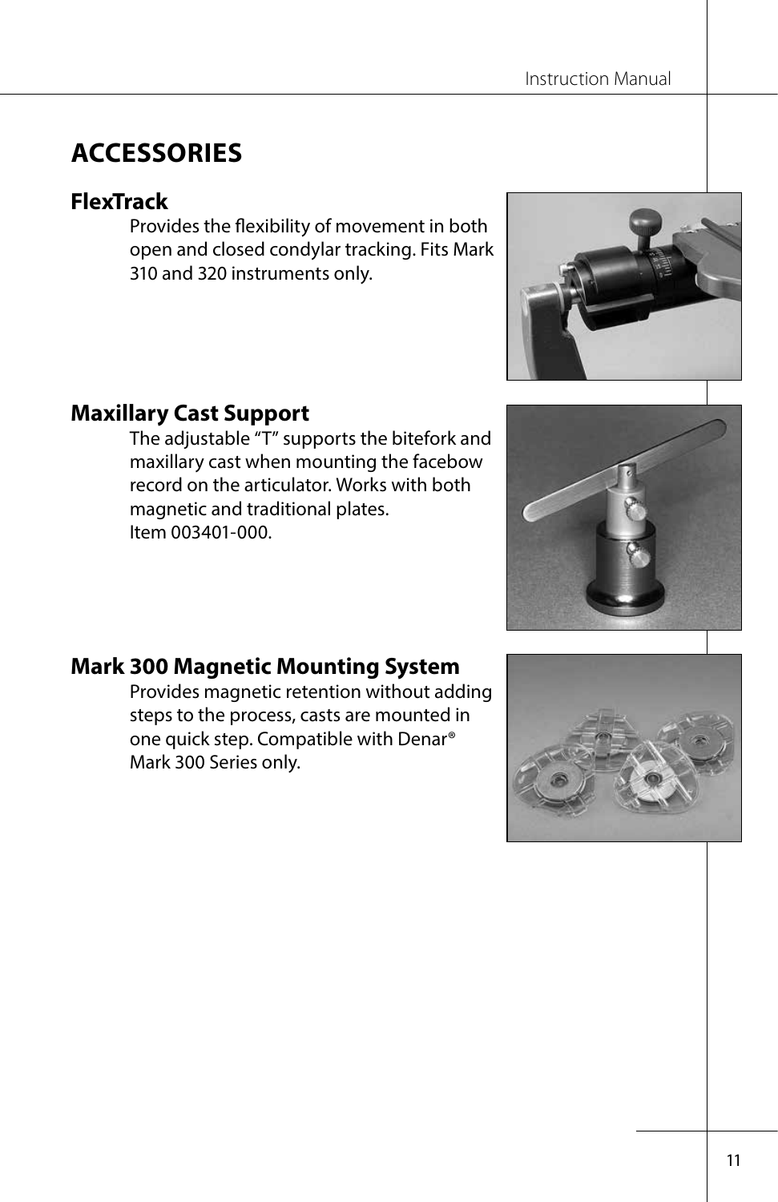# ACCESSORIES

## FlexTrack

Provides the flexibility of movement in both open and closed condylar tracking. Fits Mark 310 and 320 instruments only.

## Maxillary Cast Support

The adjustable "T" supports the bitefork and maxillary cast when mounting the facebow record on the articulator. Works with both magnetic and traditional plates.
Item 003401-000.

## Mark 300 Magnetic Mounting System

Provides magnetic retention without adding steps to the process, casts are mounted in one quick step. Compatible with Denar® Mark 300 Series only.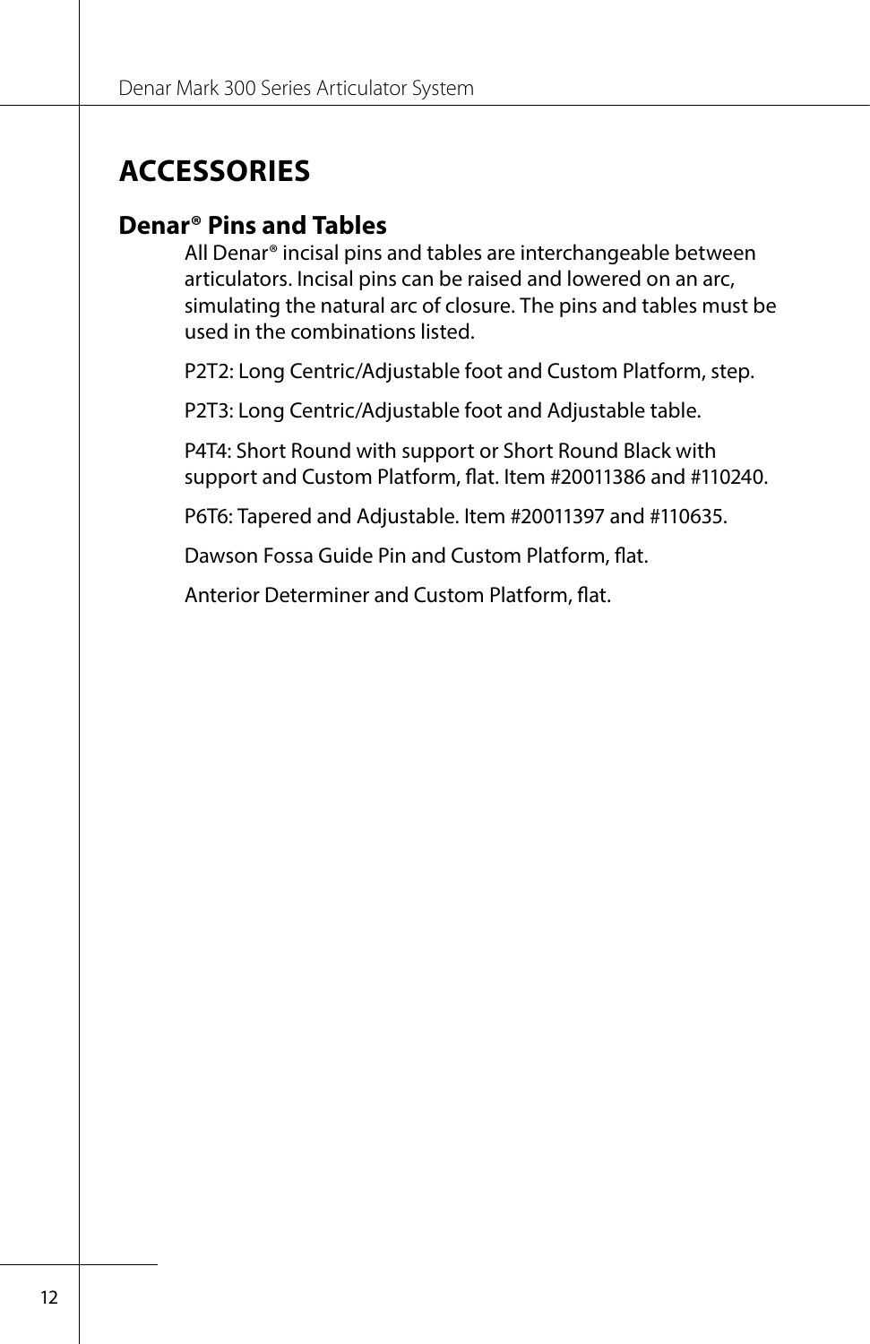# ACCESSORIES

## Denar® Pins and Tables

All Denar® incisal pins and tables are interchangeable between articulators. Incisal pins can be raised and lowered on an arc, simulating the natural arc of closure. The pins and tables must be used in the combinations listed.

P2T2: Long Centric/Adjustable foot and Custom Platform, step.

P2T3: Long Centric/Adjustable foot and Adjustable table.

P4T4: Short Round with support or Short Round Black with support and Custom Platform, flat. Item #20011386 and #110240.

P6T6: Tapered and Adjustable. Item #20011397 and #110635.

Dawson Fossa Guide Pin and Custom Platform, flat.

Anterior Determiner and Custom Platform, flat.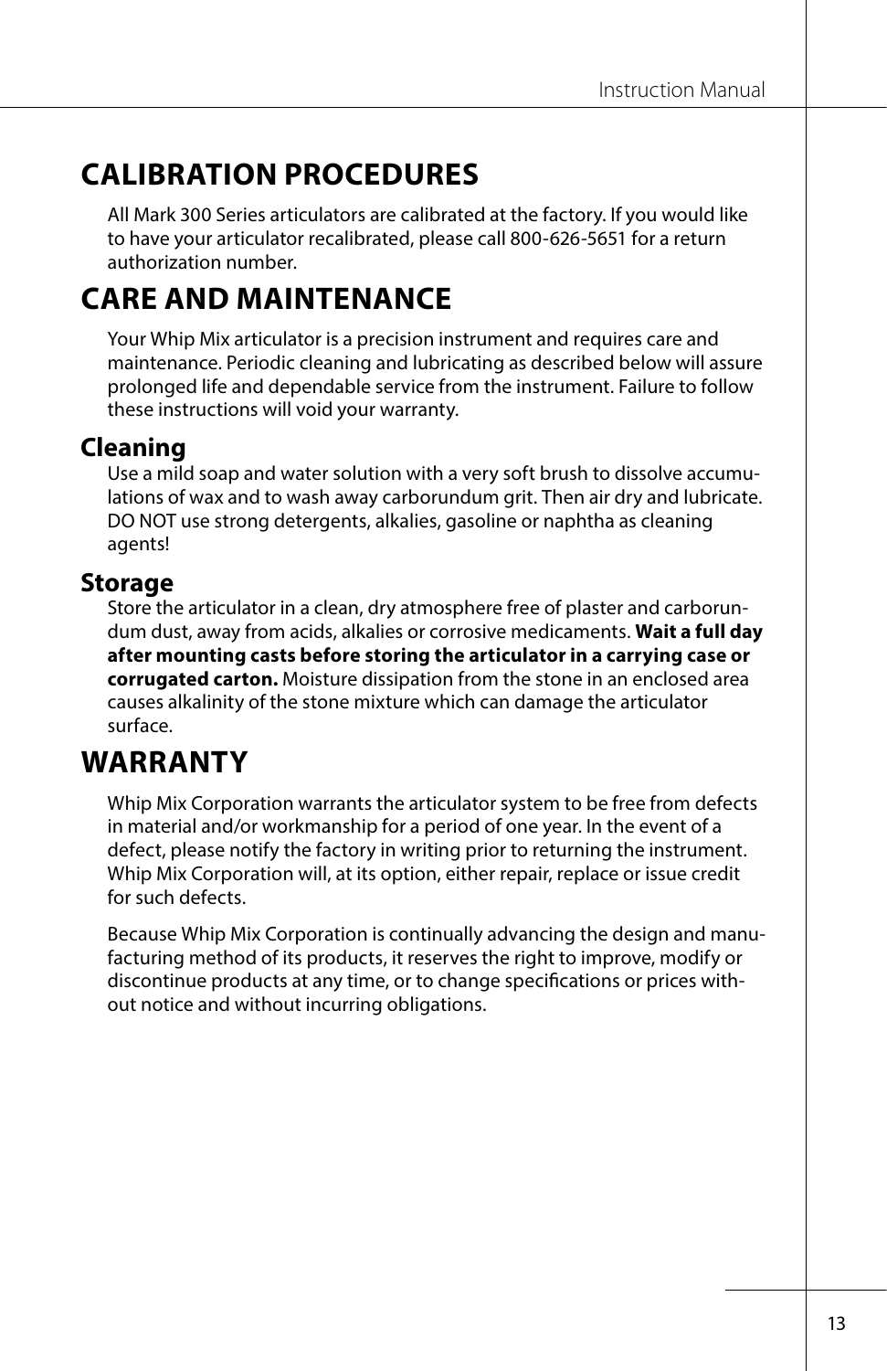# CALIBRATION PROCEDURES

All Mark 300 Series articulators are calibrated at the factory. If you would like to have your articulator recalibrated, please call 800-626-5651 for a return authorization number.

# CARE AND MAINTENANCE

Your Whip Mix articulator is a precision instrument and requires care and maintenance. Periodic cleaning and lubricating as described below will assure prolonged life and dependable service from the instrument. Failure to follow these instructions will void your warranty.

## Cleaning

Use a mild soap and water solution with a very soft brush to dissolve accumulations of wax and to wash away carborundum grit. Then air dry and lubricate. DO NOT use strong detergents, alkalies, gasoline or naphtha as cleaning agents!

## Storage

Store the articulator in a clean, dry atmosphere free of plaster and carborundum dust, away from acids, alkalies or corrosive medicaments. **Wait a full day after mounting casts before storing the articulator in a carrying case or corrugated carton.** Moisture dissipation from the stone in an enclosed area causes alkalinity of the stone mixture which can damage the articulator surface.

# WARRANTY

Whip Mix Corporation warrants the articulator system to be free from defects in material and/or workmanship for a period of one year. In the event of a defect, please notify the factory in writing prior to returning the instrument. Whip Mix Corporation will, at its option, either repair, replace or issue credit for such defects.

Because Whip Mix Corporation is continually advancing the design and manufacturing method of its products, it reserves the right to improve, modify or discontinue products at any time, or to change specifications or prices without notice and without incurring obligations.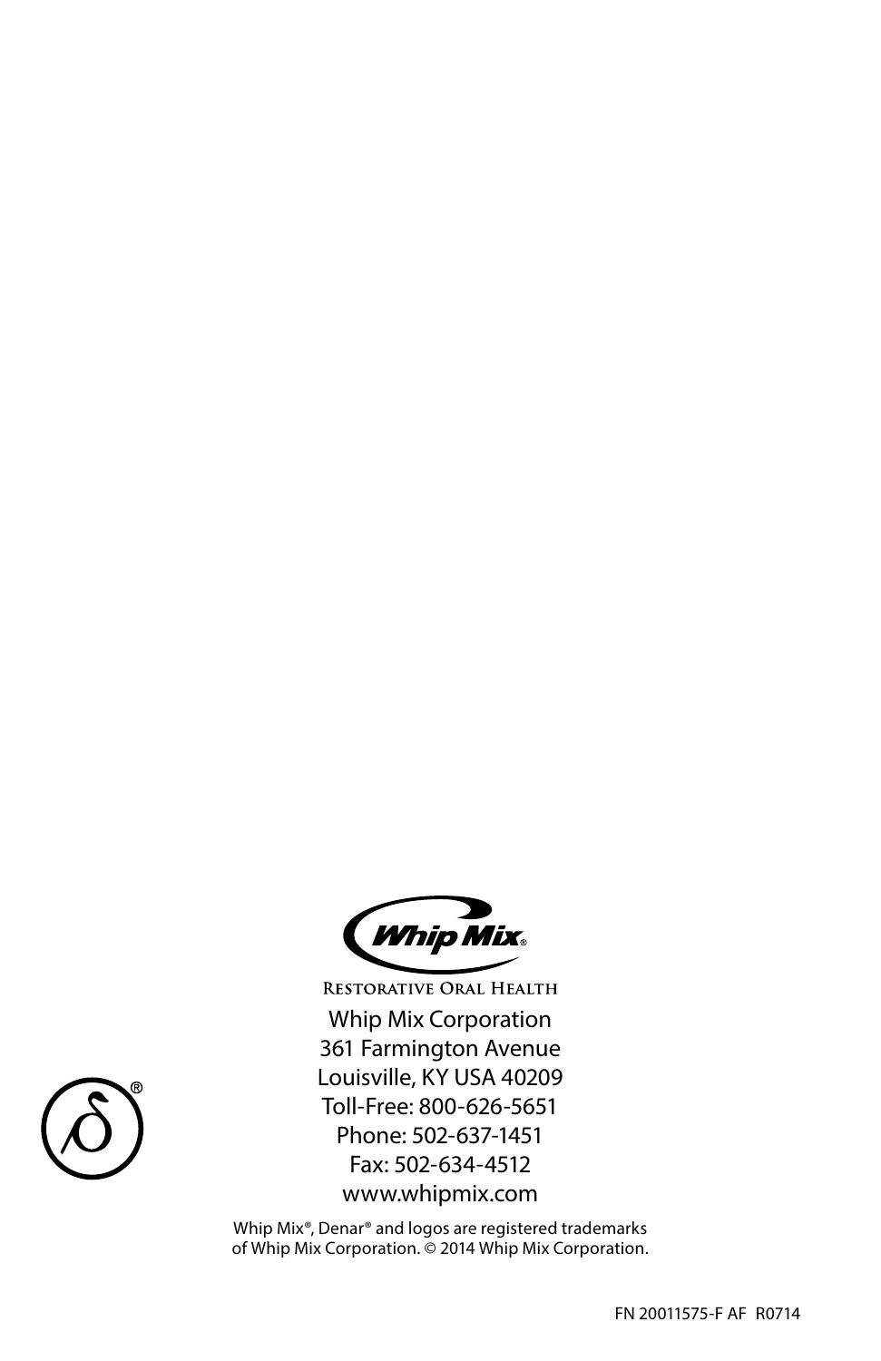Whip Mix®

Restorative Oral Health

Whip Mix Corporation
361 Farmington Avenue
Louisville, KY USA 40209
Toll-Free: 800-626-5651
Phone: 502-637-1451
Fax: 502-634-4512
www.whipmix.com

Whip Mix®, Denar® and logos are registered trademarks of Whip Mix Corporation. © 2014 Whip Mix Corporation.

FN 20011575-F AF R0714